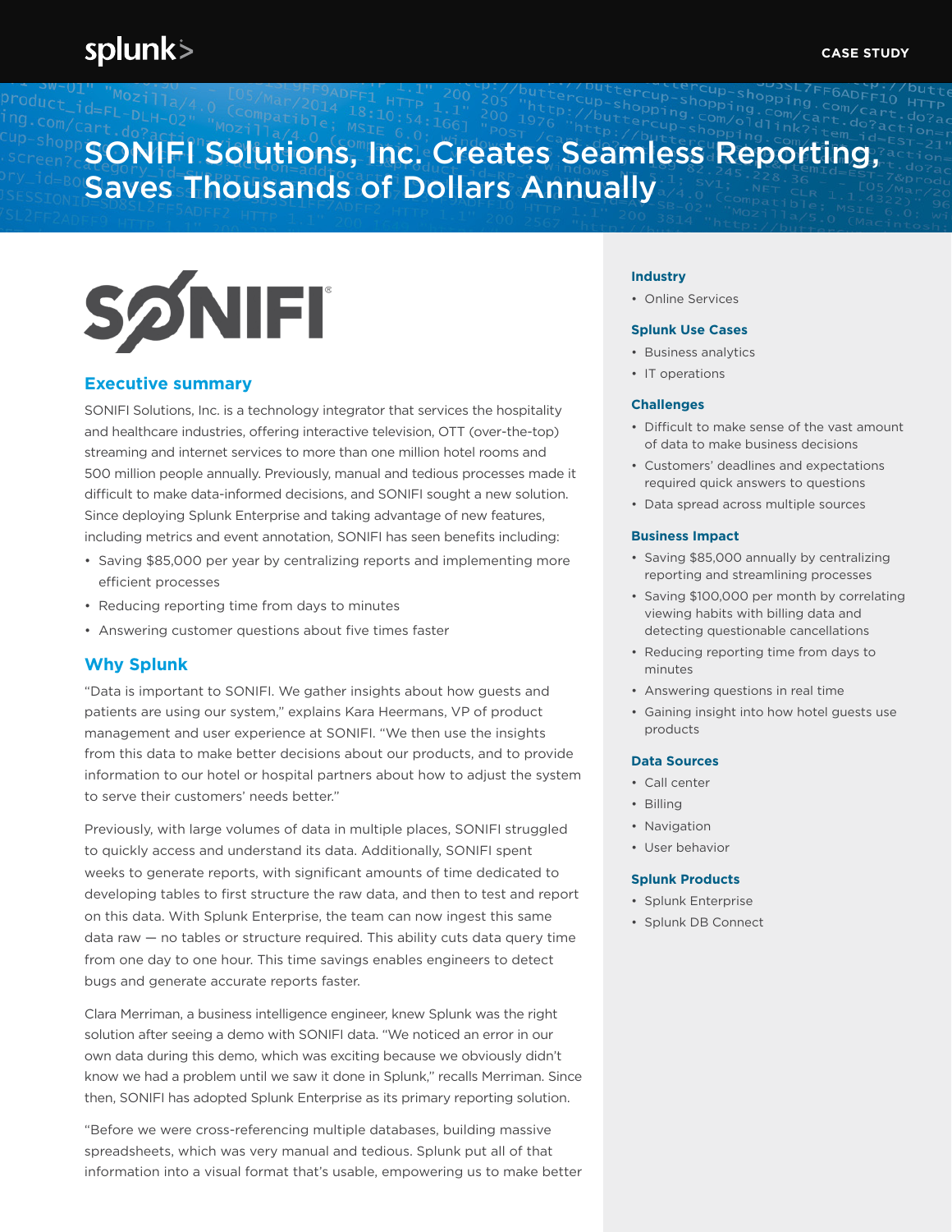CASE STUDY

# SONIFI Solutions, Inc. Creates Seamless Reporting, Saves Thousands of Dollars Annually

## Executive summary

SONIFI Solutions, Inc. is a technology integrator that services the hospitality and healthcare industries, offering interactive television, OTT (over-the-top) streaming and internet services to more than one million hotel rooms and 500 million people annually. Previously, manual and tedious processes made it difficult to make data-informed decisions, and SONIFI sought a new solution. Since deploying Splunk Enterprise and taking advantage of new features, including metrics and event annotation, SONIFI has seen benefits including:

- Saving $85,000 per year by centralizing reports and implementing more efficient processes
- Reducing reporting time from days to minutes
- Answering customer questions about five times faster

## Why Splunk

"Data is important to SONIFI. We gather insights about how guests and patients are using our system," explains Kara Heermans, VP of product management and user experience at SONIFI. "We then use the insights from this data to make better decisions about our products, and to provide information to our hotel or hospital partners about how to adjust the system to serve their customers' needs better."

Previously, with large volumes of data in multiple places, SONIFI struggled to quickly access and understand its data. Additionally, SONIFI spent weeks to generate reports, with significant amounts of time dedicated to developing tables to first structure the raw data, and then to test and report on this data. With Splunk Enterprise, the team can now ingest this same data raw — no tables or structure required. This ability cuts data query time from one day to one hour. This time savings enables engineers to detect bugs and generate accurate reports faster.

Clara Merriman, a business intelligence engineer, knew Splunk was the right solution after seeing a demo with SONIFI data. "We noticed an error in our own data during this demo, which was exciting because we obviously didn't know we had a problem until we saw it done in Splunk," recalls Merriman. Since then, SONIFI has adopted Splunk Enterprise as its primary reporting solution.

"Before we were cross-referencing multiple databases, building massive spreadsheets, which was very manual and tedious. Splunk put all of that information into a visual format that's usable, empowering us to make better

### Industry

- Online Services

### Splunk Use Cases

- Business analytics
- IT operations

### Challenges

- Difficult to make sense of the vast amount of data to make business decisions
- Customers' deadlines and expectations required quick answers to questions
- Data spread across multiple sources

### Business Impact

- Saving $85,000 annually by centralizing reporting and streamlining processes
- Saving $100,000 per month by correlating viewing habits with billing data and detecting questionable cancellations
- Reducing reporting time from days to minutes
- Answering questions in real time
- Gaining insight into how hotel guests use products

### Data Sources

- Call center
- Billing
- Navigation
- User behavior

### Splunk Products

- Splunk Enterprise
- Splunk DB Connect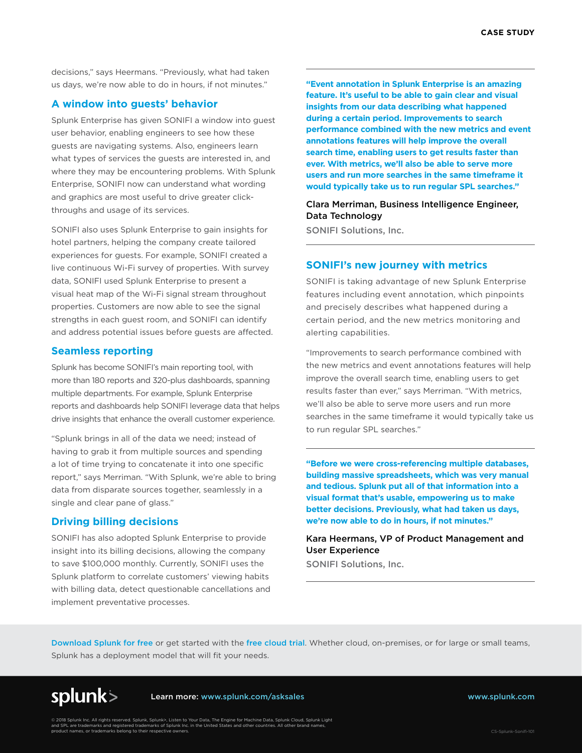decisions," says Heermans. "Previously, what had taken us days, we're now able to do in hours, if not minutes."

## A window into guests' behavior

Splunk Enterprise has given SONIFI a window into guest user behavior, enabling engineers to see how these guests are navigating systems. Also, engineers learn what types of services the guests are interested in, and where they may be encountering problems. With Splunk Enterprise, SONIFI now can understand what wording and graphics are most useful to drive greater click-throughs and usage of its services.

SONIFI also uses Splunk Enterprise to gain insights for hotel partners, helping the company create tailored experiences for guests. For example, SONIFI created a live continuous Wi-Fi survey of properties. With survey data, SONIFI used Splunk Enterprise to present a visual heat map of the Wi-Fi signal stream throughout properties. Customers are now able to see the signal strengths in each guest room, and SONIFI can identify and address potential issues before guests are affected.

## Seamless reporting

Splunk has become SONIFI's main reporting tool, with more than 180 reports and 320-plus dashboards, spanning multiple departments. For example, Splunk Enterprise reports and dashboards help SONIFI leverage data that helps drive insights that enhance the overall customer experience.

"Splunk brings in all of the data we need; instead of having to grab it from multiple sources and spending a lot of time trying to concatenate it into one specific report," says Merriman. "With Splunk, we're able to bring data from disparate sources together, seamlessly in a single and clear pane of glass."

## Driving billing decisions

SONIFI has also adopted Splunk Enterprise to provide insight into its billing decisions, allowing the company to save $100,000 monthly. Currently, SONIFI uses the Splunk platform to correlate customers' viewing habits with billing data, detect questionable cancellations and implement preventative processes.

---

**"Event annotation in Splunk Enterprise is an amazing feature. It's useful to be able to gain clear and visual insights from our data describing what happened during a certain period. Improvements to search performance combined with the new metrics and event annotations features will help improve the overall search time, enabling users to get results faster than ever. With metrics, we'll also be able to serve more users and run more searches in the same timeframe it would typically take us to run regular SPL searches."**

Clara Merriman, Business Intelligence Engineer, Data Technology
SONIFI Solutions, Inc.

---

## SONIFI's new journey with metrics

SONIFI is taking advantage of new Splunk Enterprise features including event annotation, which pinpoints and precisely describes what happened during a certain period, and the new metrics monitoring and alerting capabilities.

"Improvements to search performance combined with the new metrics and event annotations features will help improve the overall search time, enabling users to get results faster than ever," says Merriman. "With metrics, we'll also be able to serve more users and run more searches in the same timeframe it would typically take us to run regular SPL searches."

---

**"Before we were cross-referencing multiple databases, building massive spreadsheets, which was very manual and tedious. Splunk put all of that information into a visual format that's usable, empowering us to make better decisions. Previously, what had taken us days, we're now able to do in hours, if not minutes."**

Kara Heermans, VP of Product Management and User Experience
SONIFI Solutions, Inc.

---

Download Splunk for free or get started with the free cloud trial. Whether cloud, on-premises, or for large or small teams, Splunk has a deployment model that will fit your needs.

splunk>

Learn more: www.splunk.com/asksales

www.splunk.com

© 2018 Splunk Inc. All rights reserved. Splunk, Splunk>, Listen to Your Data, The Engine for Machine Data, Splunk Cloud, Splunk Light and SPL are trademarks and registered trademarks of Splunk Inc. in the United States and other countries. All other brand names, product names, or trademarks belong to their respective owners.

CS-Splunk-Sonifi-101